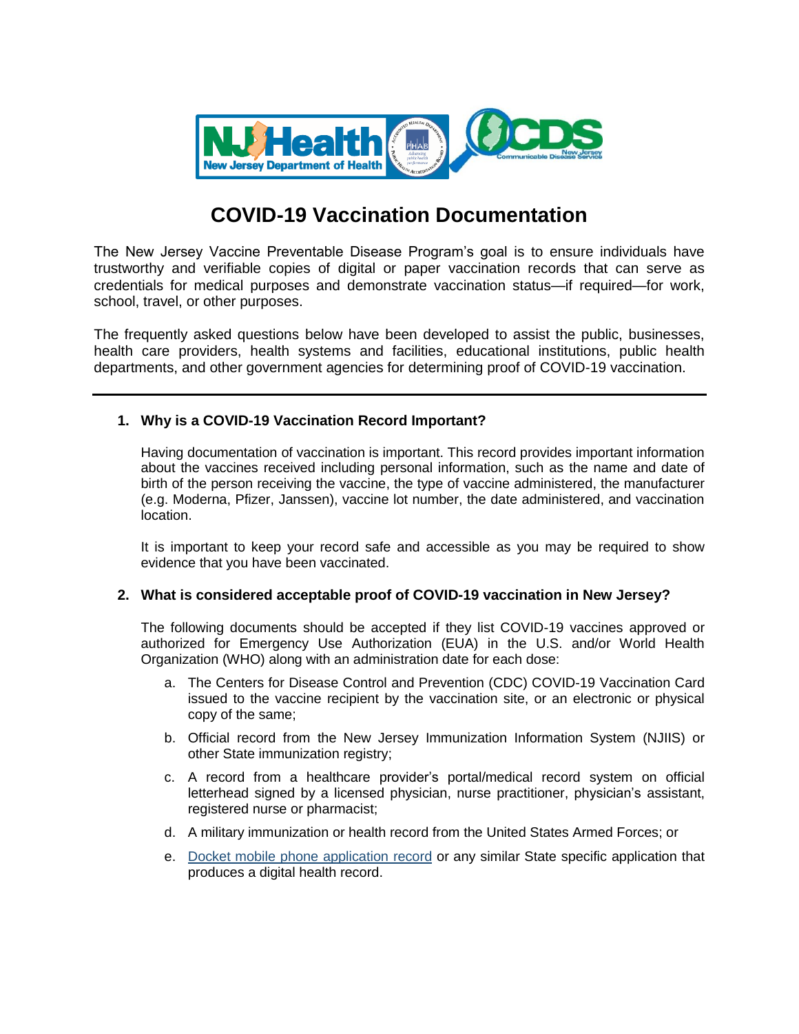# COVID-19 Vaccination Documentation

The New Jersey Vaccine Preventable Disease Program's goal is to ensure individuals have trustworthy and verifiable copies of digital or paper vaccination records that can serve as credentials for medical purposes and demonstrate vaccination status—if required—for work, school, travel, or other purposes.

The frequently asked questions below have been developed to assist the public, businesses, health care providers, health systems and facilities, educational institutions, public health departments, and other government agencies for determining proof of COVID-19 vaccination.

---

### 1. Why is a COVID-19 Vaccination Record Important?

Having documentation of vaccination is important. This record provides important information about the vaccines received including personal information, such as the name and date of birth of the person receiving the vaccine, the type of vaccine administered, the manufacturer (e.g. Moderna, Pfizer, Janssen), vaccine lot number, the date administered, and vaccination location.

It is important to keep your record safe and accessible as you may be required to show evidence that you have been vaccinated.

### 2. What is considered acceptable proof of COVID-19 vaccination in New Jersey?

The following documents should be accepted if they list COVID-19 vaccines approved or authorized for Emergency Use Authorization (EUA) in the U.S. and/or World Health Organization (WHO) along with an administration date for each dose:

a. The Centers for Disease Control and Prevention (CDC) COVID-19 Vaccination Card issued to the vaccine recipient by the vaccination site, or an electronic or physical copy of the same;

b. Official record from the New Jersey Immunization Information System (NJIIS) or other State immunization registry;

c. A record from a healthcare provider's portal/medical record system on official letterhead signed by a licensed physician, nurse practitioner, physician's assistant, registered nurse or pharmacist;

d. A military immunization or health record from the United States Armed Forces; or

e. Docket mobile phone application record or any similar State specific application that produces a digital health record.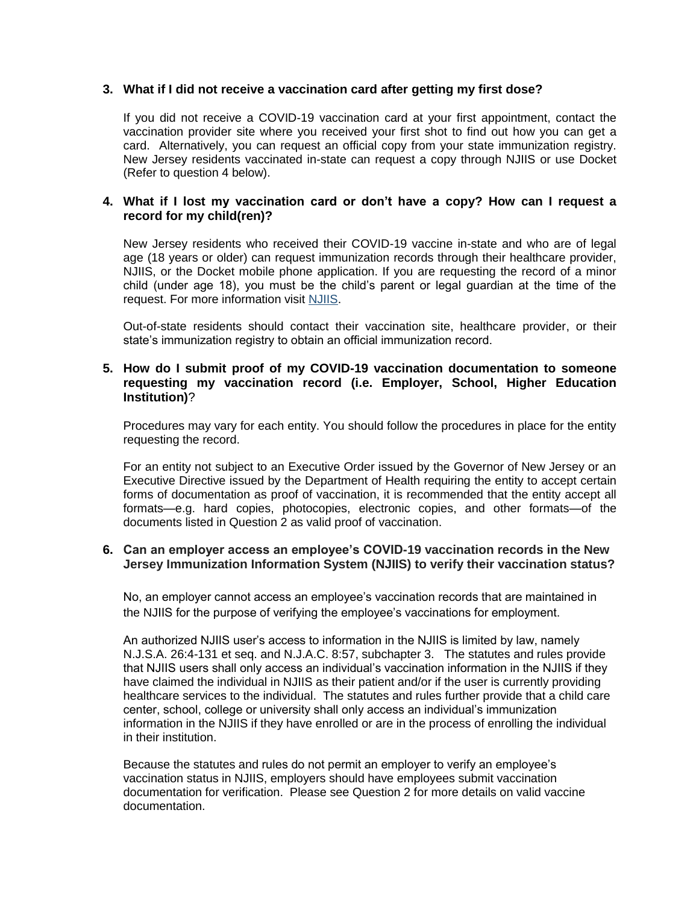### 3. What if I did not receive a vaccination card after getting my first dose?

If you did not receive a COVID-19 vaccination card at your first appointment, contact the vaccination provider site where you received your first shot to find out how you can get a card. Alternatively, you can request an official copy from your state immunization registry. New Jersey residents vaccinated in-state can request a copy through NJIIS or use Docket (Refer to question 4 below).

### 4. What if I lost my vaccination card or don't have a copy? How can I request a record for my child(ren)?

New Jersey residents who received their COVID-19 vaccine in-state and who are of legal age (18 years or older) can request immunization records through their healthcare provider, NJIIS, or the Docket mobile phone application. If you are requesting the record of a minor child (under age 18), you must be the child's parent or legal guardian at the time of the request. For more information visit NJIIS.

Out-of-state residents should contact their vaccination site, healthcare provider, or their state's immunization registry to obtain an official immunization record.

### 5. How do I submit proof of my COVID-19 vaccination documentation to someone requesting my vaccination record (i.e. Employer, School, Higher Education Institution)?

Procedures may vary for each entity. You should follow the procedures in place for the entity requesting the record.

For an entity not subject to an Executive Order issued by the Governor of New Jersey or an Executive Directive issued by the Department of Health requiring the entity to accept certain forms of documentation as proof of vaccination, it is recommended that the entity accept all formats—e.g. hard copies, photocopies, electronic copies, and other formats—of the documents listed in Question 2 as valid proof of vaccination.

### 6. Can an employer access an employee's COVID-19 vaccination records in the New Jersey Immunization Information System (NJIIS) to verify their vaccination status?

No, an employer cannot access an employee's vaccination records that are maintained in the NJIIS for the purpose of verifying the employee's vaccinations for employment.

An authorized NJIIS user's access to information in the NJIIS is limited by law, namely N.J.S.A. 26:4-131 et seq. and N.J.A.C. 8:57, subchapter 3. The statutes and rules provide that NJIIS users shall only access an individual's vaccination information in the NJIIS if they have claimed the individual in NJIIS as their patient and/or if the user is currently providing healthcare services to the individual. The statutes and rules further provide that a child care center, school, college or university shall only access an individual's immunization information in the NJIIS if they have enrolled or are in the process of enrolling the individual in their institution.

Because the statutes and rules do not permit an employer to verify an employee's vaccination status in NJIIS, employers should have employees submit vaccination documentation for verification. Please see Question 2 for more details on valid vaccine documentation.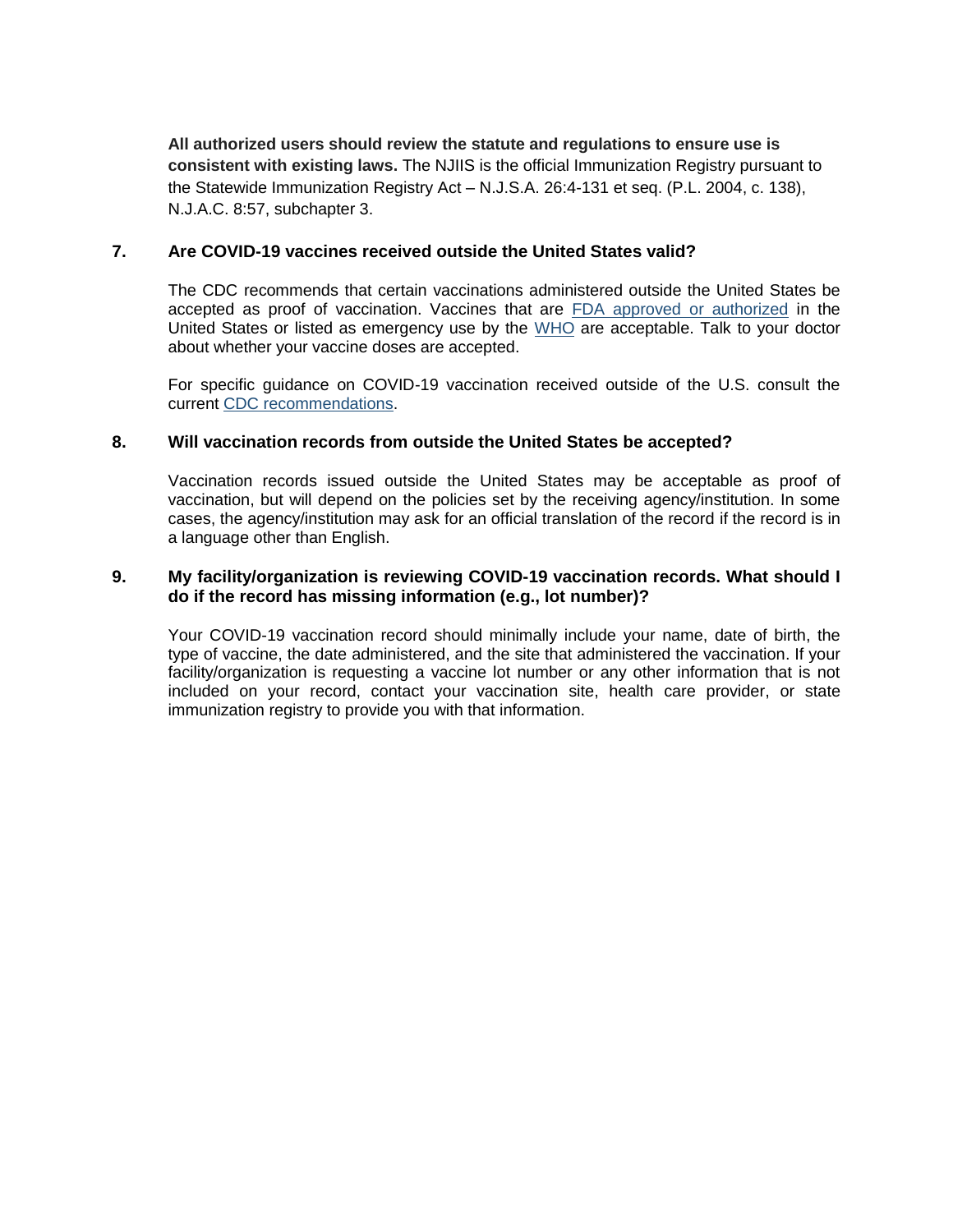**All authorized users should review the statute and regulations to ensure use is consistent with existing laws.** The NJIIS is the official Immunization Registry pursuant to the Statewide Immunization Registry Act – N.J.S.A. 26:4-131 et seq. (P.L. 2004, c. 138), N.J.A.C. 8:57, subchapter 3.

### 7. Are COVID-19 vaccines received outside the United States valid?

The CDC recommends that certain vaccinations administered outside the United States be accepted as proof of vaccination. Vaccines that are FDA approved or authorized in the United States or listed as emergency use by the WHO are acceptable. Talk to your doctor about whether your vaccine doses are accepted.

For specific guidance on COVID-19 vaccination received outside of the U.S. consult the current CDC recommendations.

### 8. Will vaccination records from outside the United States be accepted?

Vaccination records issued outside the United States may be acceptable as proof of vaccination, but will depend on the policies set by the receiving agency/institution. In some cases, the agency/institution may ask for an official translation of the record if the record is in a language other than English.

### 9. My facility/organization is reviewing COVID-19 vaccination records. What should I do if the record has missing information (e.g., lot number)?

Your COVID-19 vaccination record should minimally include your name, date of birth, the type of vaccine, the date administered, and the site that administered the vaccination. If your facility/organization is requesting a vaccine lot number or any other information that is not included on your record, contact your vaccination site, health care provider, or state immunization registry to provide you with that information.